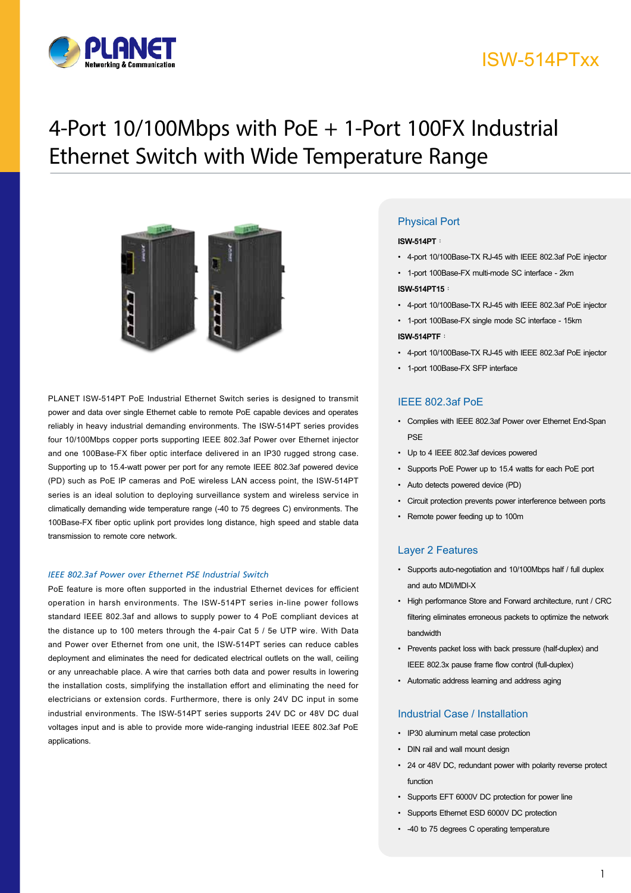ISW-514PTxx

# 4-Port 10/100Mbps with PoE + 1-Port 100FX Industrial Ethernet Switch with Wide Temperature Range

PLANET ISW-514PT PoE Industrial Ethernet Switch series is designed to transmit power and data over single Ethernet cable to remote PoE capable devices and operates reliably in heavy industrial demanding environments. The ISW-514PT series provides four 10/100Mbps copper ports supporting IEEE 802.3af Power over Ethernet injector and one 100Base-FX fiber optic interface delivered in an IP30 rugged strong case. Supporting up to 15.4-watt power per port for any remote IEEE 802.3af powered device (PD) such as PoE IP cameras and PoE wireless LAN access point, the ISW-514PT series is an ideal solution to deploying surveillance system and wireless service in climatically demanding wide temperature range (-40 to 75 degrees C) environments. The 100Base-FX fiber optic uplink port provides long distance, high speed and stable data transmission to remote core network.

*IEEE 802.3af Power over Ethernet PSE Industrial Switch*

PoE feature is more often supported in the industrial Ethernet devices for efficient operation in harsh environments. The ISW-514PT series in-line power follows standard IEEE 802.3af and allows to supply power to 4 PoE compliant devices at the distance up to 100 meters through the 4-pair Cat 5 / 5e UTP wire. With Data and Power over Ethernet from one unit, the ISW-514PT series can reduce cables deployment and eliminates the need for dedicated electrical outlets on the wall, ceiling or any unreachable place. A wire that carries both data and power results in lowering the installation costs, simplifying the installation effort and eliminating the need for electricians or extension cords. Furthermore, there is only 24V DC input in some industrial environments. The ISW-514PT series supports 24V DC or 48V DC dual voltages input and is able to provide more wide-ranging industrial IEEE 802.3af PoE applications.

## Physical Port

**ISW-514PT：**

- 4-port 10/100Base-TX RJ-45 with IEEE 802.3af PoE injector
- 1-port 100Base-FX multi-mode SC interface - 2km

**ISW-514PT15：**

- 4-port 10/100Base-TX RJ-45 with IEEE 802.3af PoE injector
- 1-port 100Base-FX single mode SC interface - 15km

**ISW-514PTF：**

- 4-port 10/100Base-TX RJ-45 with IEEE 802.3af PoE injector
- 1-port 100Base-FX SFP interface

## IEEE 802.3af PoE

- Complies with IEEE 802.3af Power over Ethernet End-Span PSE
- Up to 4 IEEE 802.3af devices powered
- Supports PoE Power up to 15.4 watts for each PoE port
- Auto detects powered device (PD)
- Circuit protection prevents power interference between ports
- Remote power feeding up to 100m

## Layer 2 Features

- Supports auto-negotiation and 10/100Mbps half / full duplex and auto MDI/MDI-X
- High performance Store and Forward architecture, runt / CRC filtering eliminates erroneous packets to optimize the network bandwidth
- Prevents packet loss with back pressure (half-duplex) and IEEE 802.3x pause frame flow control (full-duplex)
- Automatic address learning and address aging

## Industrial Case / Installation

- IP30 aluminum metal case protection
- DIN rail and wall mount design
- 24 or 48V DC, redundant power with polarity reverse protect function
- Supports EFT 6000V DC protection for power line
- Supports Ethernet ESD 6000V DC protection
- -40 to 75 degrees C operating temperature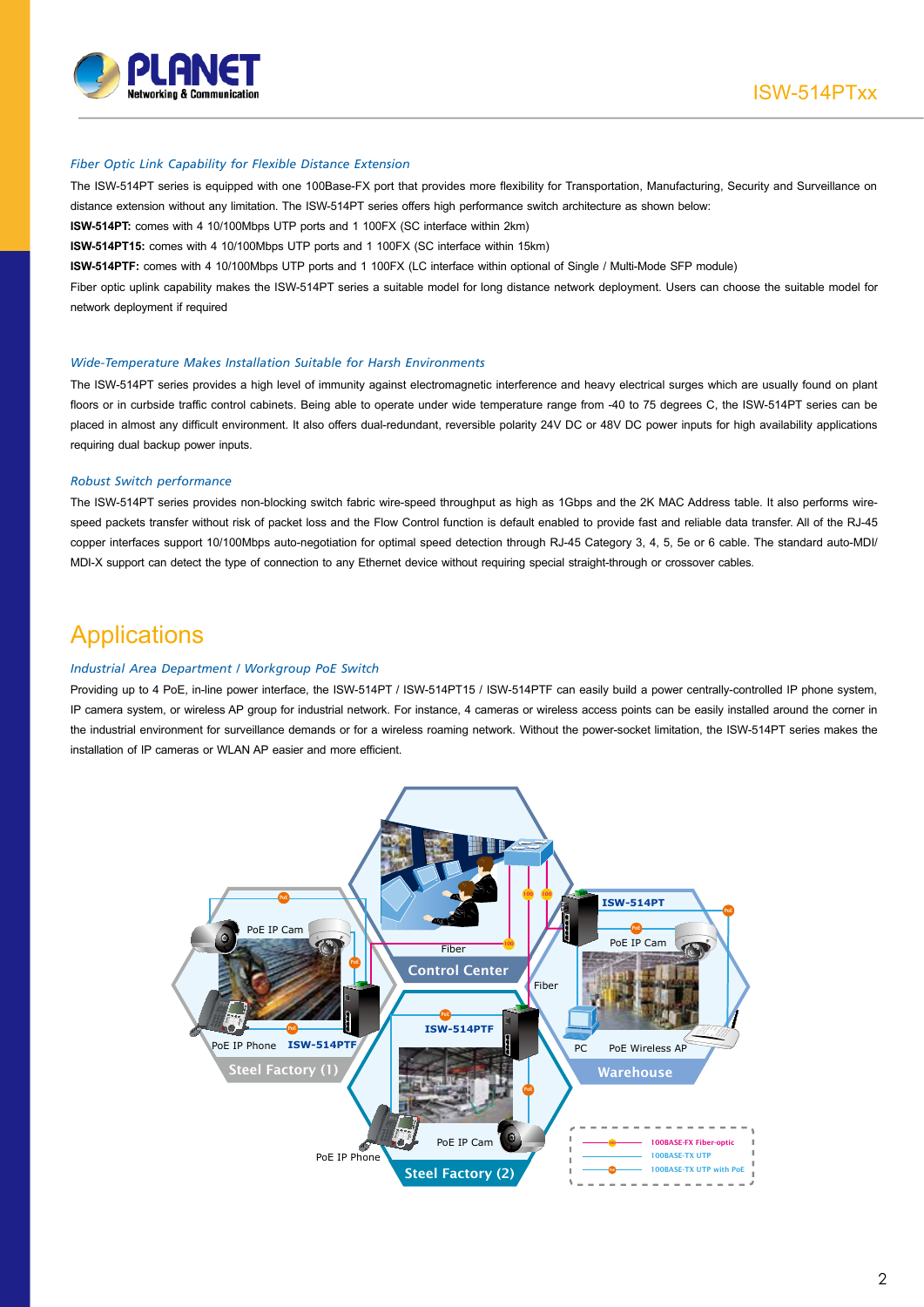### *Fiber Optic Link Capability for Flexible Distance Extension*

The ISW-514PT series is equipped with one 100Base-FX port that provides more flexibility for Transportation, Manufacturing, Security and Surveillance on distance extension without any limitation. The ISW-514PT series offers high performance switch architecture as shown below:

**ISW-514PT:** comes with 4 10/100Mbps UTP ports and 1 100FX (SC interface within 2km)

**ISW-514PT15:** comes with 4 10/100Mbps UTP ports and 1 100FX (SC interface within 15km)

**ISW-514PTF:** comes with 4 10/100Mbps UTP ports and 1 100FX (LC interface within optional of Single / Multi-Mode SFP module)

Fiber optic uplink capability makes the ISW-514PT series a suitable model for long distance network deployment. Users can choose the suitable model for network deployment if required

### *Wide-Temperature Makes Installation Suitable for Harsh Environments*

The ISW-514PT series provides a high level of immunity against electromagnetic interference and heavy electrical surges which are usually found on plant floors or in curbside traffic control cabinets. Being able to operate under wide temperature range from -40 to 75 degrees C, the ISW-514PT series can be placed in almost any difficult environment. It also offers dual-redundant, reversible polarity 24V DC or 48V DC power inputs for high availability applications requiring dual backup power inputs.

### *Robust Switch performance*

The ISW-514PT series provides non-blocking switch fabric wire-speed throughput as high as 1Gbps and the 2K MAC Address table. It also performs wire-speed packets transfer without risk of packet loss and the Flow Control function is default enabled to provide fast and reliable data transfer. All of the RJ-45 copper interfaces support 10/100Mbps auto-negotiation for optimal speed detection through RJ-45 Category 3, 4, 5, 5e or 6 cable. The standard auto-MDI/MDI-X support can detect the type of connection to any Ethernet device without requiring special straight-through or crossover cables.

## Applications

### *Industrial Area Department / Workgroup PoE Switch*

Providing up to 4 PoE, in-line power interface, the ISW-514PT / ISW-514PT15 / ISW-514PTF can easily build a power centrally-controlled IP phone system, IP camera system, or wireless AP group for industrial network. For instance, 4 cameras or wireless access points can be easily installed around the corner in the industrial environment for surveillance demands or for a wireless roaming network. Without the power-socket limitation, the ISW-514PT series makes the installation of IP cameras or WLAN AP easier and more efficient.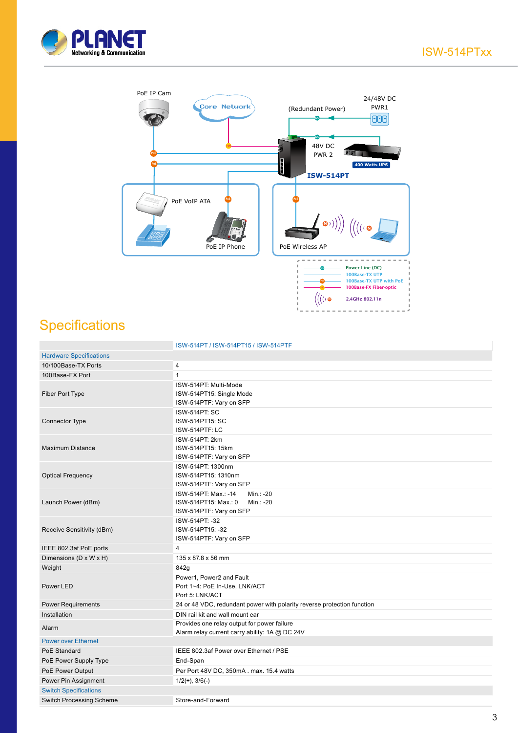# Specifications

| | ISW-514PT / ISW-514PT15 / ISW-514PTF |
|---|---|
| **Hardware Specifications** | |
| 10/100Base-TX Ports | 4 |
| 100Base-FX Port | 1 |
| Fiber Port Type | ISW-514PT: Multi-Mode<br>ISW-514PT15: Single Mode<br>ISW-514PTF: Vary on SFP |
| Connector Type | ISW-514PT: SC<br>ISW-514PT15: SC<br>ISW-514PTF: LC |
| Maximum Distance | ISW-514PT: 2km<br>ISW-514PT15: 15km<br>ISW-514PTF: Vary on SFP |
| Optical Frequency | ISW-514PT: 1300nm<br>ISW-514PT15: 1310nm<br>ISW-514PTF: Vary on SFP |
| Launch Power (dBm) | ISW-514PT: Max.: -14 Min.: -20<br>ISW-514PT15: Max.: 0 Min.: -20<br>ISW-514PTF: Vary on SFP |
| Receive Sensitivity (dBm) | ISW-514PT: -32<br>ISW-514PT15: -32<br>ISW-514PTF: Vary on SFP |
| IEEE 802.3af PoE ports | 4 |
| Dimensions (D x W x H) | 135 x 87.8 x 56 mm |
| Weight | 842g |
| Power LED | Power1, Power2 and Fault<br>Port 1~4: PoE In-Use, LNK/ACT<br>Port 5: LNK/ACT |
| Power Requirements | 24 or 48 VDC, redundant power with polarity reverse protection function |
| Installation | DIN rail kit and wall mount ear |
| Alarm | Provides one relay output for power failure<br>Alarm relay current carry ability: 1A @ DC 24V |
| **Power over Ethernet** | |
| PoE Standard | IEEE 802.3af Power over Ethernet / PSE |
| PoE Power Supply Type | End-Span |
| PoE Power Output | Per Port 48V DC, 350mA . max. 15.4 watts |
| Power Pin Assignment | 1/2(+), 3/6(-) |
| **Switch Specifications** | |
| Switch Processing Scheme | Store-and-Forward |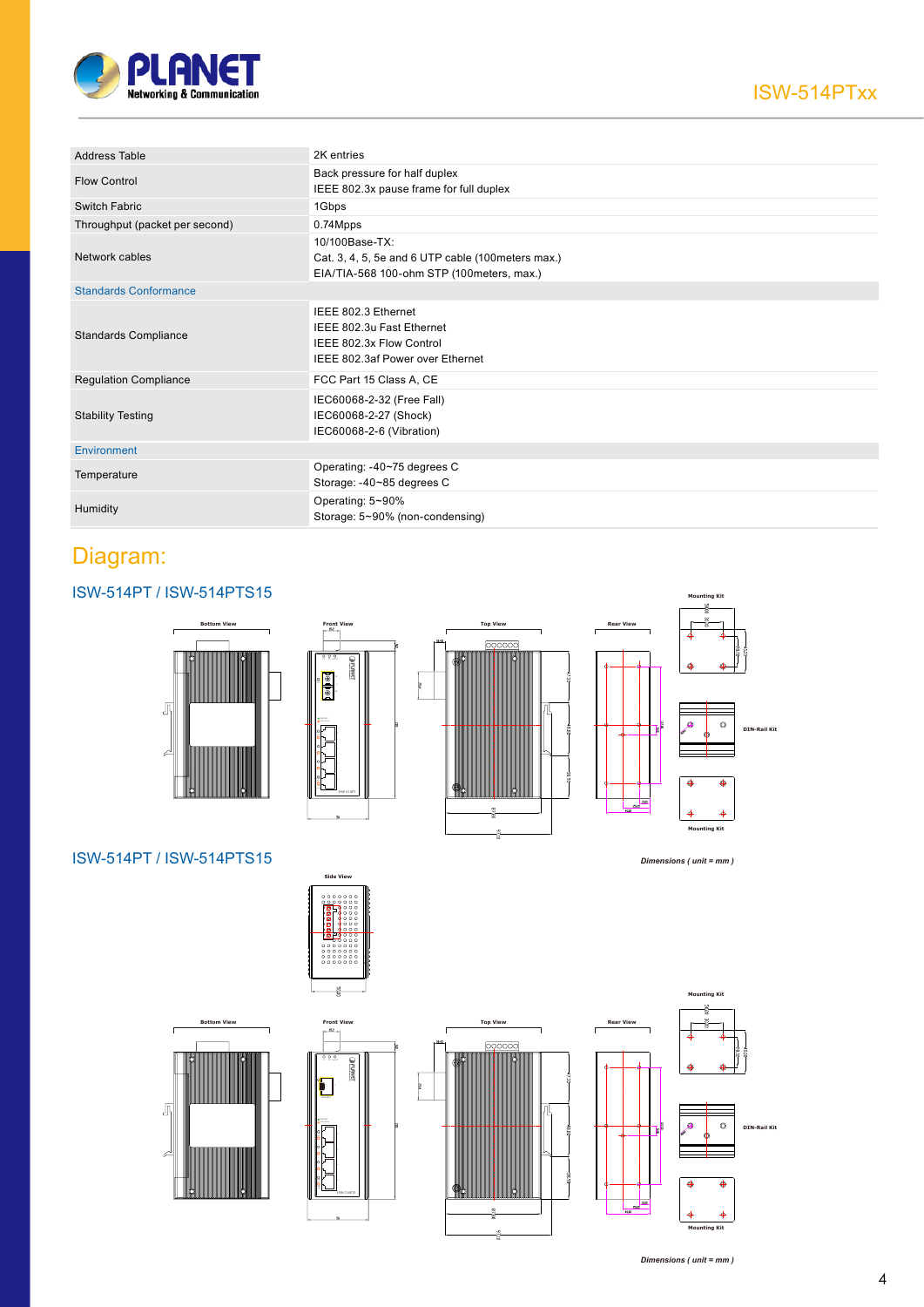| | |
|---|---|
| Address Table | 2K entries |
| Flow Control | Back pressure for half duplex<br>IEEE 802.3x pause frame for full duplex |
| Switch Fabric | 1Gbps |
| Throughput (packet per second) | 0.74Mpps |
| Network cables | 10/100Base-TX:<br>Cat. 3, 4, 5, 5e and 6 UTP cable (100meters max.)<br>EIA/TIA-568 100-ohm STP (100meters, max.) |
| **Standards Conformance** | |
| Standards Compliance | IEEE 802.3 Ethernet<br>IEEE 802.3u Fast Ethernet<br>IEEE 802.3x Flow Control<br>IEEE 802.3af Power over Ethernet |
| Regulation Compliance | FCC Part 15 Class A, CE |
| Stability Testing | IEC60068-2-32 (Free Fall)<br>IEC60068-2-27 (Shock)<br>IEC60068-2-6 (Vibration) |
| **Environment** | |
| Temperature | Operating: -40~75 degrees C<br>Storage: -40~85 degrees C |
| Humidity | Operating: 5~90%<br>Storage: 5~90% (non-condensing) |

# Diagram:

## ISW-514PT / ISW-514PTS15

Bottom View, Front View, Top View, Rear View, Mounting Kit, DIN-Rail Kit, Mounting Kit

*Dimensions ( unit = mm )*

## ISW-514PT / ISW-514PTS15

Side View

Bottom View, Front View, Top View, Rear View, Mounting Kit, DIN-Rail Kit, Mounting Kit

*Dimensions ( unit = mm )*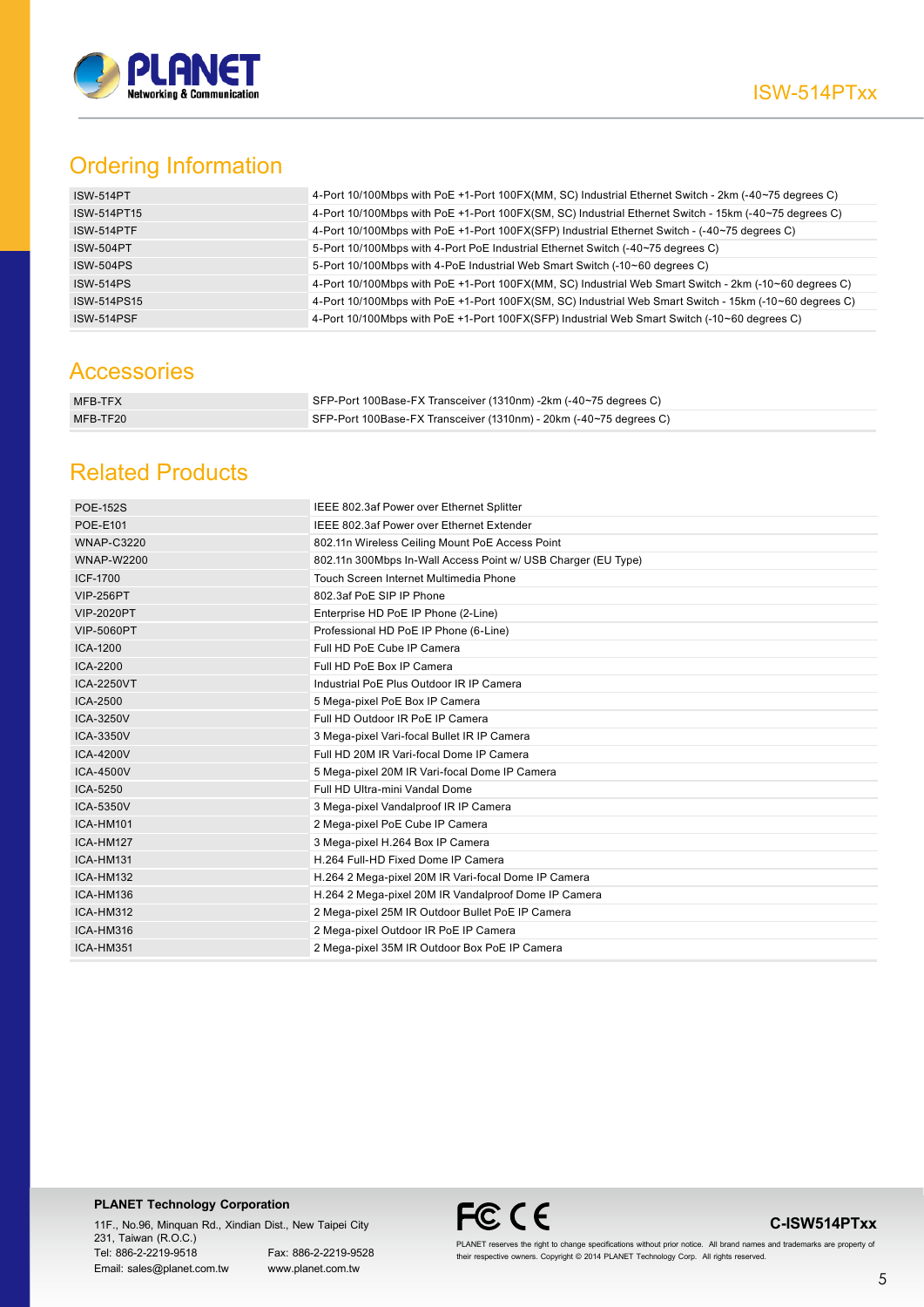## Ordering Information

| | |
|---|---|
| ISW-514PT | 4-Port 10/100Mbps with PoE +1-Port 100FX(MM, SC) Industrial Ethernet Switch - 2km (-40~75 degrees C) |
| ISW-514PT15 | 4-Port 10/100Mbps with PoE +1-Port 100FX(SM, SC) Industrial Ethernet Switch - 15km (-40~75 degrees C) |
| ISW-514PTF | 4-Port 10/100Mbps with PoE +1-Port 100FX(SFP) Industrial Ethernet Switch - (-40~75 degrees C) |
| ISW-504PT | 5-Port 10/100Mbps with 4-Port PoE Industrial Ethernet Switch (-40~75 degrees C) |
| ISW-504PS | 5-Port 10/100Mbps with 4-PoE Industrial Web Smart Switch (-10~60 degrees C) |
| ISW-514PS | 4-Port 10/100Mbps with PoE +1-Port 100FX(MM, SC) Industrial Web Smart Switch - 2km (-10~60 degrees C) |
| ISW-514PS15 | 4-Port 10/100Mbps with PoE +1-Port 100FX(SM, SC) Industrial Web Smart Switch - 15km (-10~60 degrees C) |
| ISW-514PSF | 4-Port 10/100Mbps with PoE +1-Port 100FX(SFP) Industrial Web Smart Switch (-10~60 degrees C) |

## Accessories

| | |
|---|---|
| MFB-TFX | SFP-Port 100Base-FX Transceiver (1310nm) -2km (-40~75 degrees C) |
| MFB-TF20 | SFP-Port 100Base-FX Transceiver (1310nm) - 20km (-40~75 degrees C) |

## Related Products

| | |
|---|---|
| POE-152S | IEEE 802.3af Power over Ethernet Splitter |
| POE-E101 | IEEE 802.3af Power over Ethernet Extender |
| WNAP-C3220 | 802.11n Wireless Ceiling Mount PoE Access Point |
| WNAP-W2200 | 802.11n 300Mbps In-Wall Access Point w/ USB Charger (EU Type) |
| ICF-1700 | Touch Screen Internet Multimedia Phone |
| VIP-256PT | 802.3af PoE SIP IP Phone |
| VIP-2020PT | Enterprise HD PoE IP Phone (2-Line) |
| VIP-5060PT | Professional HD PoE IP Phone (6-Line) |
| ICA-1200 | Full HD PoE Cube IP Camera |
| ICA-2200 | Full HD PoE Box IP Camera |
| ICA-2250VT | Industrial PoE Plus Outdoor IR IP Camera |
| ICA-2500 | 5 Mega-pixel PoE Box IP Camera |
| ICA-3250V | Full HD Outdoor IR PoE IP Camera |
| ICA-3350V | 3 Mega-pixel Vari-focal Bullet IR IP Camera |
| ICA-4200V | Full HD 20M IR Vari-focal Dome IP Camera |
| ICA-4500V | 5 Mega-pixel 20M IR Vari-focal Dome IP Camera |
| ICA-5250 | Full HD Ultra-mini Vandal Dome |
| ICA-5350V | 3 Mega-pixel Vandalproof IR IP Camera |
| ICA-HM101 | 2 Mega-pixel PoE Cube IP Camera |
| ICA-HM127 | 3 Mega-pixel H.264 Box IP Camera |
| ICA-HM131 | H.264 Full-HD Fixed Dome IP Camera |
| ICA-HM132 | H.264 2 Mega-pixel 20M IR Vari-focal Dome IP Camera |
| ICA-HM136 | H.264 2 Mega-pixel 20M IR Vandalproof Dome IP Camera |
| ICA-HM312 | 2 Mega-pixel 25M IR Outdoor Bullet PoE IP Camera |
| ICA-HM316 | 2 Mega-pixel Outdoor IR PoE IP Camera |
| ICA-HM351 | 2 Mega-pixel 35M IR Outdoor Box PoE IP Camera |

**PLANET Technology Corporation**

11F., No.96, Minquan Rd., Xindian Dist., New Taipei City 231, Taiwan (R.O.C.)
Tel: 886-2-2219-9518 Fax: 886-2-2219-9528
Email: sales@planet.com.tw www.planet.com.tw

**C-ISW514PTxx**

PLANET reserves the right to change specifications without prior notice. All brand names and trademarks are property of their respective owners. Copyright © 2014 PLANET Technology Corp. All rights reserved.